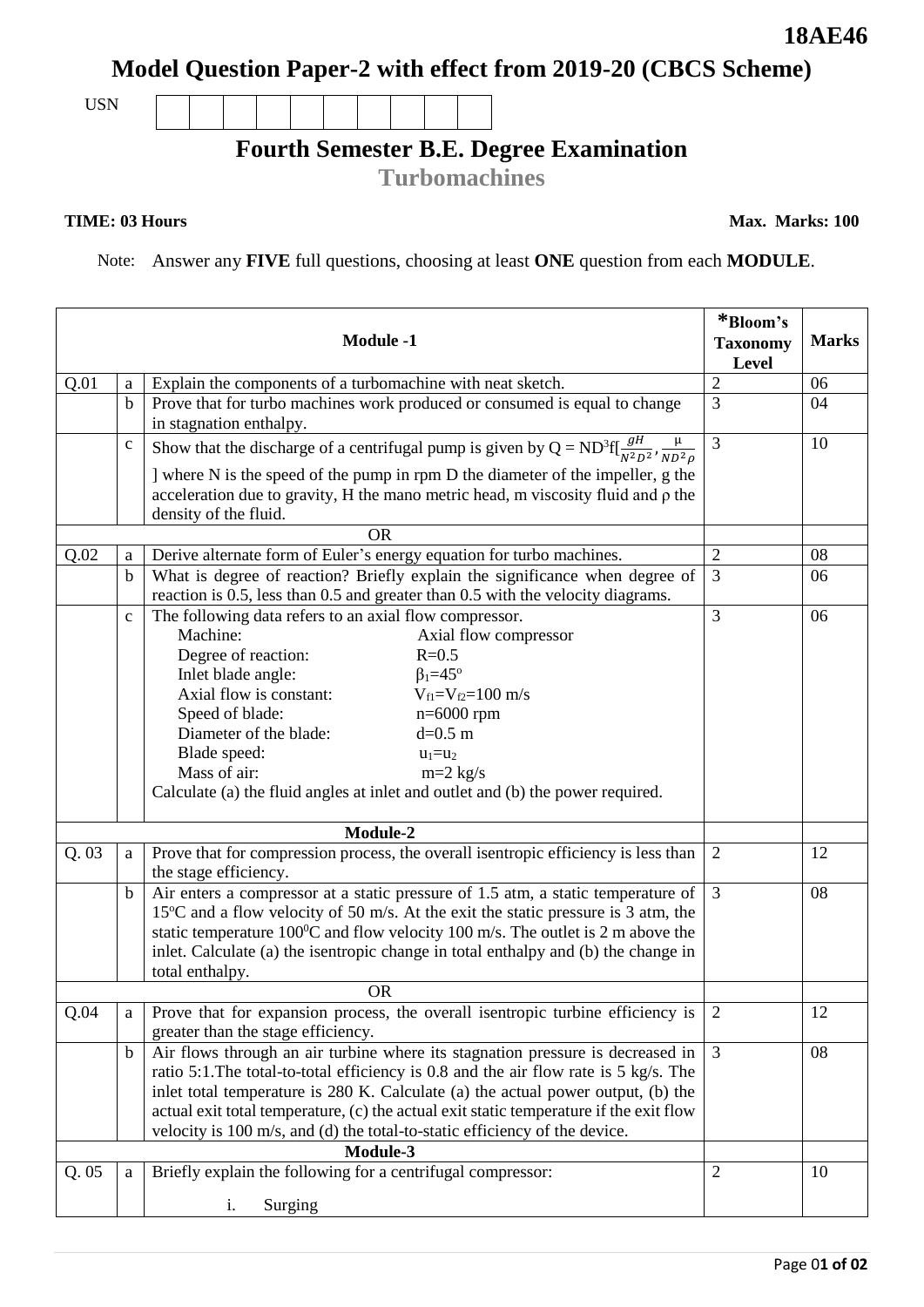**18AE46**

# Model Question Paper-2 with effect from 2019-20 (CBCS Scheme)

USN

## Fourth Semester B.E. Degree Examination

### Turbomachines

**TIME: 03 Hours** **Max. Marks: 100**

Note: Answer any **FIVE** full questions, choosing at least **ONE** question from each **MODULE**.

| | | **Module -1** | ***Bloom's Taxonomy Level** | **Marks** |
|---|---|---|---|---|
| Q.01 | a | Explain the components of a turbomachine with neat sketch. | 2 | 06 |
| | b | Prove that for turbo machines work produced or consumed is equal to change in stagnation enthalpy. | 3 | 04 |
| | c | Show that the discharge of a centrifugal pump is given by $Q = ND^3 f[\frac{gH}{N^2D^2}, \frac{\mu}{ND^2\rho}]$ where N is the speed of the pump in rpm D the diameter of the impeller, g the acceleration due to gravity, H the mano metric head, m viscosity fluid and ρ the density of the fluid. | 3 | 10 |
| | | OR | | |
| Q.02 | a | Derive alternate form of Euler's energy equation for turbo machines. | 2 | 08 |
| | b | What is degree of reaction? Briefly explain the significance when degree of reaction is 0.5, less than 0.5 and greater than 0.5 with the velocity diagrams. | 3 | 06 |
| | c | The following data refers to an axial flow compressor.<br>Machine: Axial flow compressor<br>Degree of reaction: $R=0.5$<br>Inlet blade angle: $\beta_1=45^o$<br>Axial flow is constant: $V_{f1}=V_{f2}=100$ m/s<br>Speed of blade: $n=6000$ rpm<br>Diameter of the blade: $d=0.5$ m<br>Blade speed: $u_1=u_2$<br>Mass of air: $m=2$ kg/s<br>Calculate (a) the fluid angles at inlet and outlet and (b) the power required. | 3 | 06 |
| | | **Module-2** | | |
| Q. 03 | a | Prove that for compression process, the overall isentropic efficiency is less than the stage efficiency. | 2 | 12 |
| | b | Air enters a compressor at a static pressure of 1.5 atm, a static temperature of $15^oC$ and a flow velocity of 50 m/s. At the exit the static pressure is 3 atm, the static temperature $100^0C$ and flow velocity 100 m/s. The outlet is 2 m above the inlet. Calculate (a) the isentropic change in total enthalpy and (b) the change in total enthalpy. | 3 | 08 |
| | | OR | | |
| Q.04 | a | Prove that for expansion process, the overall isentropic turbine efficiency is greater than the stage efficiency. | 2 | 12 |
| | b | Air flows through an air turbine where its stagnation pressure is decreased in ratio 5:1.The total-to-total efficiency is 0.8 and the air flow rate is 5 kg/s. The inlet total temperature is 280 K. Calculate (a) the actual power output, (b) the actual exit total temperature, (c) the actual exit static temperature if the exit flow velocity is 100 m/s, and (d) the total-to-static efficiency of the device. | 3 | 08 |
| | | **Module-3** | | |
| Q. 05 | a | Briefly explain the following for a centrifugal compressor:<br>i. Surging | 2 | 10 |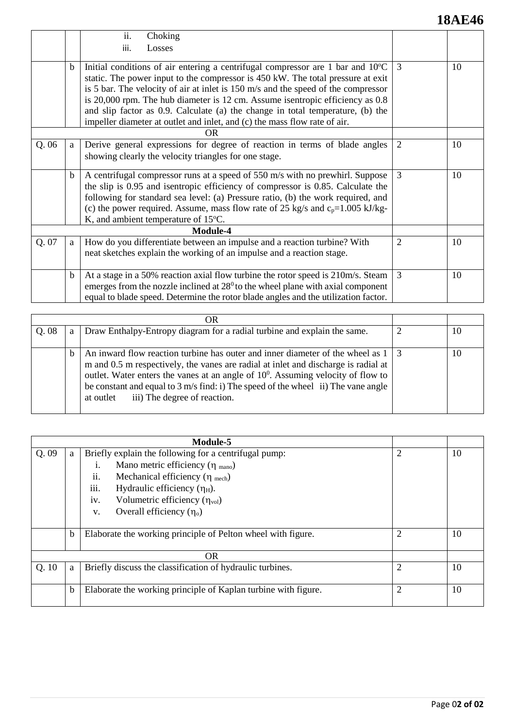| | | | | |
|---|---|---|---|---|
| | | ii. Choking<br>iii. Losses | | |
| | b | Initial conditions of air entering a centrifugal compressor are 1 bar and 10°C static. The power input to the compressor is 450 kW. The total pressure at exit is 5 bar. The velocity of air at inlet is 150 m/s and the speed of the compressor is 20,000 rpm. The hub diameter is 12 cm. Assume isentropic efficiency as 0.8 and slip factor as 0.9. Calculate (a) the change in total temperature, (b) the impeller diameter at outlet and inlet, and (c) the mass flow rate of air. | 3 | 10 |
| | | OR | | |
| Q. 06 | a | Derive general expressions for degree of reaction in terms of blade angles showing clearly the velocity triangles for one stage. | 2 | 10 |
| | b | A centrifugal compressor runs at a speed of 550 m/s with no prewhirl. Suppose the slip is 0.95 and isentropic efficiency of compressor is 0.85. Calculate the following for standard sea level: (a) Pressure ratio, (b) the work required, and (c) the power required. Assume, mass flow rate of 25 kg/s and $c_p$=1.005 kJ/kg-K, and ambient temperature of 15°C. | 3 | 10 |
| | | **Module-4** | | |
| Q. 07 | a | How do you differentiate between an impulse and a reaction turbine? With neat sketches explain the working of an impulse and a reaction stage. | 2 | 10 |
| | b | At a stage in a 50% reaction axial flow turbine the rotor speed is 210m/s. Steam emerges from the nozzle inclined at $28^0$ to the wheel plane with axial component equal to blade speed. Determine the rotor blade angles and the utilization factor. | 3 | 10 |

| | | | | |
|---|---|---|---|---|
| | | OR | | |
| Q. 08 | a | Draw Enthalpy-Entropy diagram for a radial turbine and explain the same. | 2 | 10 |
| | b | An inward flow reaction turbine has outer and inner diameter of the wheel as 1 m and 0.5 m respectively, the vanes are radial at inlet and discharge is radial at outlet. Water enters the vanes at an angle of $10^0$. Assuming velocity of flow to be constant and equal to 3 m/s find: i) The speed of the wheel ii) The vane angle at outlet iii) The degree of reaction. | 3 | 10 |

| | | | | |
|---|---|---|---|---|
| | | **Module-5** | | |
| Q. 09 | a | Briefly explain the following for a centrifugal pump:<br>i. Mano metric efficiency ($\eta_{mano}$)<br>ii. Mechanical efficiency ($\eta_{mech}$)<br>iii. Hydraulic efficiency ($\eta_H$).<br>iv. Volumetric efficiency ($\eta_{vol}$)<br>v. Overall efficiency ($\eta_o$) | 2 | 10 |
| | b | Elaborate the working principle of Pelton wheel with figure. | 2 | 10 |
| | | OR | | |
| Q. 10 | a | Briefly discuss the classification of hydraulic turbines. | 2 | 10 |
| | b | Elaborate the working principle of Kaplan turbine with figure. | 2 | 10 |